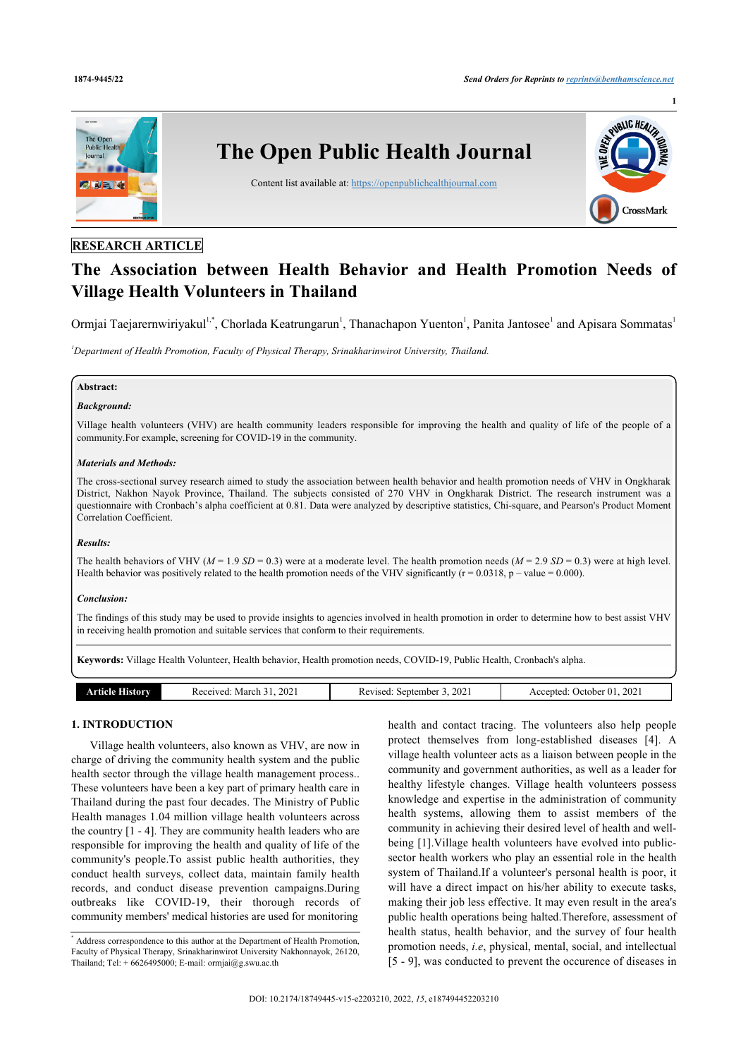RESEARCH ARTICLE

# The Association between Health Behavior and Health Promotion Needs of Village Health Volunteers in Thailand

Ormjai Taejarernwiriyakul[1,*], Chorlada Keatrungarun[1], Thanachapon Yuenton[1], Panita Jantosee[1] and Apisara Sommatas[1]

[1]*Department of Health Promotion, Faculty of Physical Therapy, Srinakharinwirot University, Thailand.*

**Abstract:**

***Background:***

Village health volunteers (VHV) are health community leaders responsible for improving the health and quality of life of the people of a community.For example, screening for COVID-19 in the community.

***Materials and Methods:***

The cross-sectional survey research aimed to study the association between health behavior and health promotion needs of VHV in Ongkharak District, Nakhon Nayok Province, Thailand. The subjects consisted of 270 VHV in Ongkharak District. The research instrument was a questionnaire with Cronbach's alpha coefficient at 0.81. Data were analyzed by descriptive statistics, Chi-square, and Pearson's Product Moment Correlation Coefficient.

***Results:***

The health behaviors of VHV ($M = 1.9$ $SD = 0.3$) were at a moderate level. The health promotion needs ($M = 2.9$ $SD = 0.3$) were at high level. Health behavior was positively related to the health promotion needs of the VHV significantly ($r = 0.0318$, $p$ – value = 0.000).

***Conclusion:***

The findings of this study may be used to provide insights to agencies involved in health promotion in order to determine how to best assist VHV in receiving health promotion and suitable services that conform to their requirements.

**Keywords:** Village Health Volunteer, Health behavior, Health promotion needs, COVID-19, Public Health, Cronbach's alpha.

| Article History | Received: March 31, 2021 | Revised: September 3, 2021 | Accepted: October 01, 2021 |
|---|---|---|---|

## 1. INTRODUCTION

Village health volunteers, also known as VHV, are now in charge of driving the community health system and the public health sector through the village health management process.. These volunteers have been a key part of primary health care in Thailand during the past four decades. The Ministry of Public Health manages 1.04 million village health volunteers across the country [1 - 4]. They are community health leaders who are responsible for improving the health and quality of life of the community's people.To assist public health authorities, they conduct health surveys, collect data, maintain family health records, and conduct disease prevention campaigns.During outbreaks like COVID-19, their thorough records of community members' medical histories are used for monitoring health and contact tracing. The volunteers also help people protect themselves from long-established diseases [4]. A village health volunteer acts as a liaison between people in the community and government authorities, as well as a leader for healthy lifestyle changes. Village health volunteers possess knowledge and expertise in the administration of community health systems, allowing them to assist members of the community in achieving their desired level of health and well-being [1].Village health volunteers have evolved into public-sector health workers who play an essential role in the health system of Thailand.If a volunteer's personal health is poor, it will have a direct impact on his/her ability to execute tasks, making their job less effective. It may even result in the area's public health operations being halted.Therefore, assessment of health status, health behavior, and the survey of four health promotion needs, *i.e*, physical, mental, social, and intellectual [5 - 9], was conducted to prevent the occurence of diseases in

[*] Address correspondence to this author at the Department of Health Promotion, Faculty of Physical Therapy, Srinakharinwirot University Nakhonnayok, 26120, Thailand; Tel: + 6626495000; E-mail: ormjai@g.swu.ac.th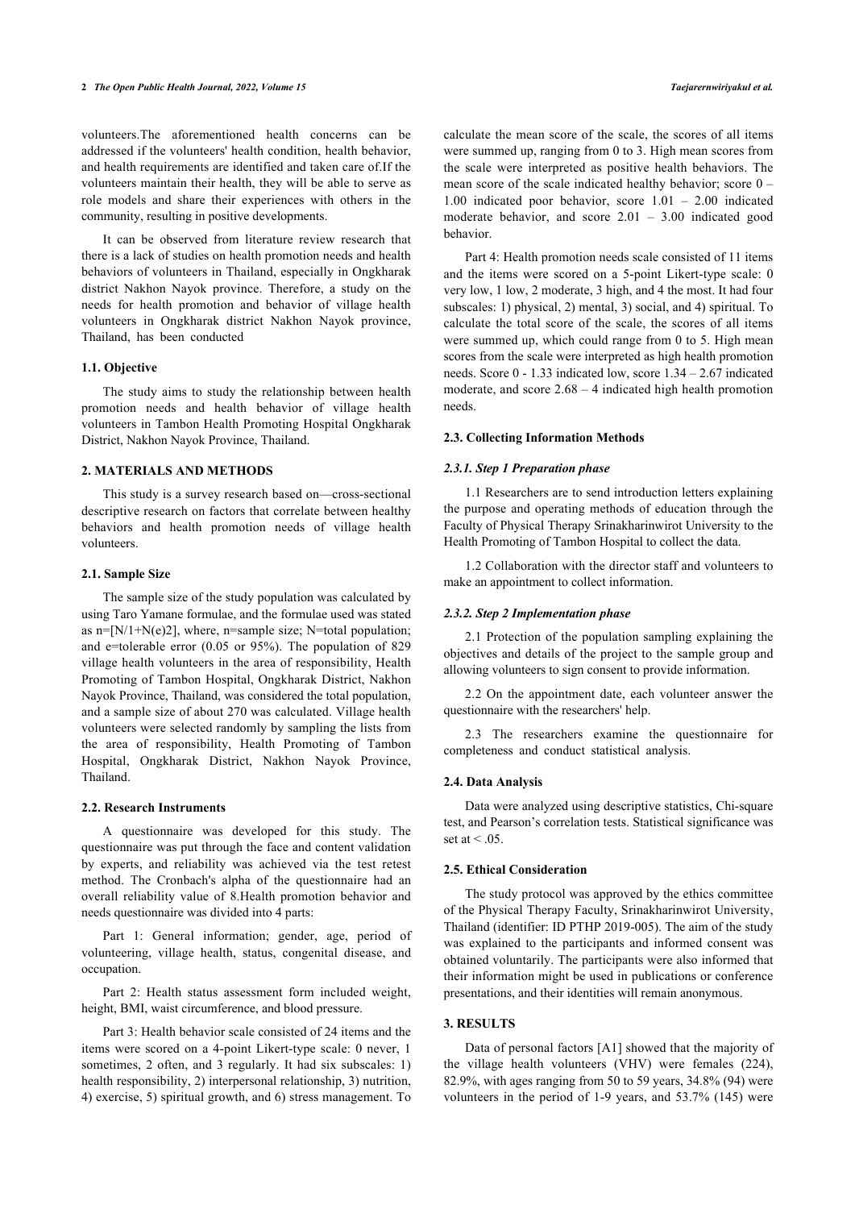volunteers.The aforementioned health concerns can be addressed if the volunteers' health condition, health behavior, and health requirements are identified and taken care of.If the volunteers maintain their health, they will be able to serve as role models and share their experiences with others in the community, resulting in positive developments.

It can be observed from literature review research that there is a lack of studies on health promotion needs and health behaviors of volunteers in Thailand, especially in Ongkharak district Nakhon Nayok province. Therefore, a study on the needs for health promotion and behavior of village health volunteers in Ongkharak district Nakhon Nayok province, Thailand, has been conducted

### 1.1. Objective

The study aims to study the relationship between health promotion needs and health behavior of village health volunteers in Tambon Health Promoting Hospital Ongkharak District, Nakhon Nayok Province, Thailand.

## 2. MATERIALS AND METHODS

This study is a survey research based on—cross-sectional descriptive research on factors that correlate between healthy behaviors and health promotion needs of village health volunteers.

### 2.1. Sample Size

The sample size of the study population was calculated by using Taro Yamane formulae, and the formulae used was stated as n=[N/1+N(e)2], where, n=sample size; N=total population; and e=tolerable error (0.05 or 95%). The population of 829 village health volunteers in the area of responsibility, Health Promoting of Tambon Hospital, Ongkharak District, Nakhon Nayok Province, Thailand, was considered the total population, and a sample size of about 270 was calculated. Village health volunteers were selected randomly by sampling the lists from the area of responsibility, Health Promoting of Tambon Hospital, Ongkharak District, Nakhon Nayok Province, Thailand.

### 2.2. Research Instruments

A questionnaire was developed for this study. The questionnaire was put through the face and content validation by experts, and reliability was achieved via the test retest method. The Cronbach's alpha of the questionnaire had an overall reliability value of 8.Health promotion behavior and needs questionnaire was divided into 4 parts:

Part 1: General information; gender, age, period of volunteering, village health, status, congenital disease, and occupation.

Part 2: Health status assessment form included weight, height, BMI, waist circumference, and blood pressure.

Part 3: Health behavior scale consisted of 24 items and the items were scored on a 4-point Likert-type scale: 0 never, 1 sometimes, 2 often, and 3 regularly. It had six subscales: 1) health responsibility, 2) interpersonal relationship, 3) nutrition, 4) exercise, 5) spiritual growth, and 6) stress management. To calculate the mean score of the scale, the scores of all items were summed up, ranging from 0 to 3. High mean scores from the scale were interpreted as positive health behaviors. The mean score of the scale indicated healthy behavior; score 0 – 1.00 indicated poor behavior, score 1.01 – 2.00 indicated moderate behavior, and score 2.01 – 3.00 indicated good behavior.

Part 4: Health promotion needs scale consisted of 11 items and the items were scored on a 5-point Likert-type scale: 0 very low, 1 low, 2 moderate, 3 high, and 4 the most. It had four subscales: 1) physical, 2) mental, 3) social, and 4) spiritual. To calculate the total score of the scale, the scores of all items were summed up, which could range from 0 to 5. High mean scores from the scale were interpreted as high health promotion needs. Score 0 - 1.33 indicated low, score 1.34 – 2.67 indicated moderate, and score 2.68 – 4 indicated high health promotion needs.

### 2.3. Collecting Information Methods

#### *2.3.1. Step 1 Preparation phase*

1.1 Researchers are to send introduction letters explaining the purpose and operating methods of education through the Faculty of Physical Therapy Srinakharinwirot University to the Health Promoting of Tambon Hospital to collect the data.

1.2 Collaboration with the director staff and volunteers to make an appointment to collect information.

#### *2.3.2. Step 2 Implementation phase*

2.1 Protection of the population sampling explaining the objectives and details of the project to the sample group and allowing volunteers to sign consent to provide information.

2.2 On the appointment date, each volunteer answer the questionnaire with the researchers' help.

2.3 The researchers examine the questionnaire for completeness and conduct statistical analysis.

### 2.4. Data Analysis

Data were analyzed using descriptive statistics, Chi-square test, and Pearson's correlation tests. Statistical significance was set at < .05.

### 2.5. Ethical Consideration

The study protocol was approved by the ethics committee of the Physical Therapy Faculty, Srinakharinwirot University, Thailand (identifier: ID PTHP 2019-005). The aim of the study was explained to the participants and informed consent was obtained voluntarily. The participants were also informed that their information might be used in publications or conference presentations, and their identities will remain anonymous.

## 3. RESULTS

Data of personal factors [A1] showed that the majority of the village health volunteers (VHV) were females (224), 82.9%, with ages ranging from 50 to 59 years, 34.8% (94) were volunteers in the period of 1-9 years, and 53.7% (145) were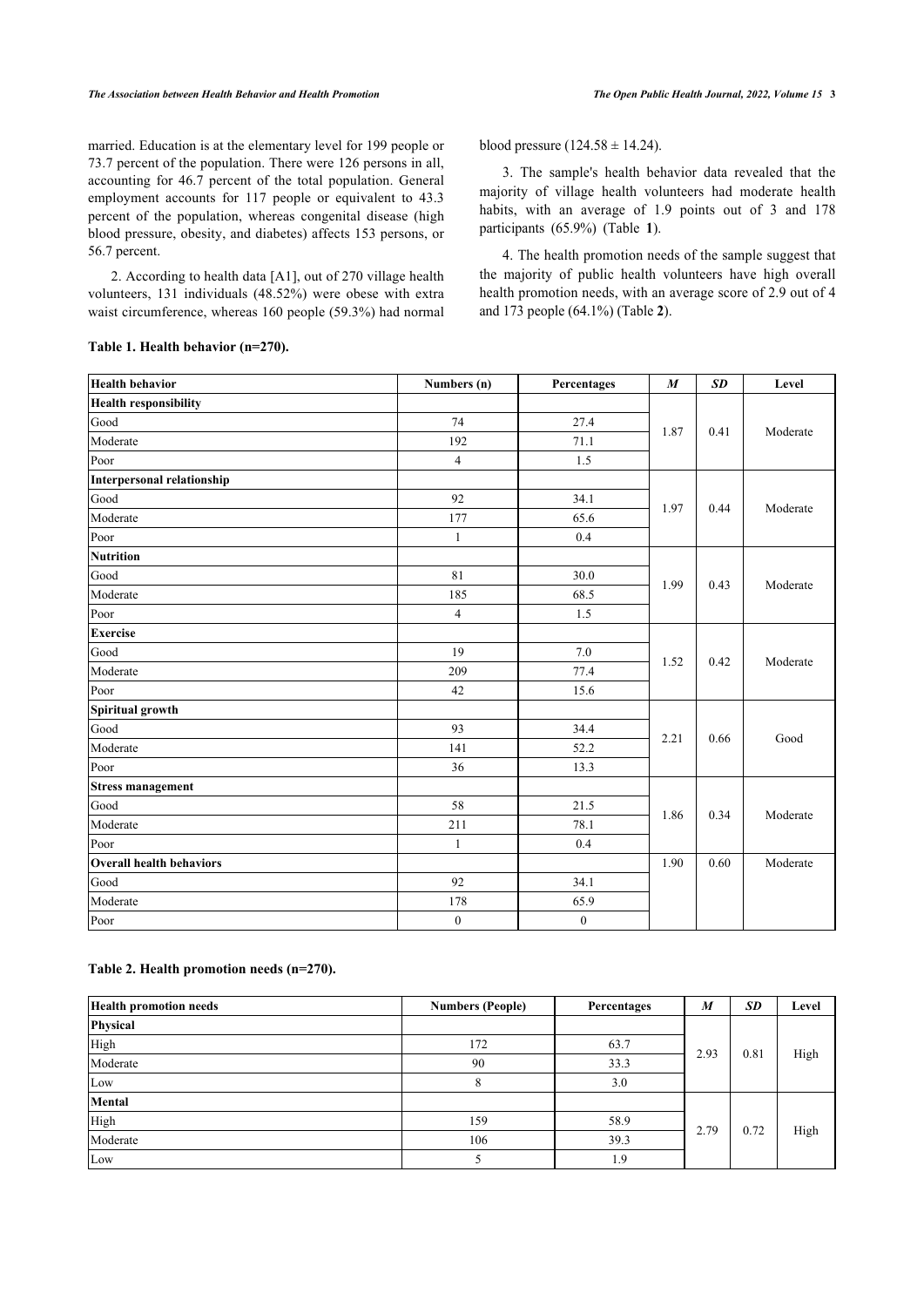married. Education is at the elementary level for 199 people or 73.7 percent of the population. There were 126 persons in all, accounting for 46.7 percent of the total population. General employment accounts for 117 people or equivalent to 43.3 percent of the population, whereas congenital disease (high blood pressure, obesity, and diabetes) affects 153 persons, or 56.7 percent.

2. According to health data [A1], out of 270 village health volunteers, 131 individuals (48.52%) were obese with extra waist circumference, whereas 160 people (59.3%) had normal blood pressure (124.58 ± 14.24).

3. The sample's health behavior data revealed that the majority of village health volunteers had moderate health habits, with an average of 1.9 points out of 3 and 178 participants (65.9%) (Table **1**).

4. The health promotion needs of the sample suggest that the majority of public health volunteers have high overall health promotion needs, with an average score of 2.9 out of 4 and 173 people (64.1%) (Table **2**).

**Table 1. Health behavior (n=270).**

| Health behavior | Numbers (n) | Percentages | *M* | *SD* | Level |
|---|---|---|---|---|---|
| **Health responsibility** | | | | | |
| Good | 74 | 27.4 | 1.87 | 0.41 | Moderate |
| Moderate | 192 | 71.1 | | | |
| Poor | 4 | 1.5 | | | |
| **Interpersonal relationship** | | | | | |
| Good | 92 | 34.1 | 1.97 | 0.44 | Moderate |
| Moderate | 177 | 65.6 | | | |
| Poor | 1 | 0.4 | | | |
| **Nutrition** | | | | | |
| Good | 81 | 30.0 | 1.99 | 0.43 | Moderate |
| Moderate | 185 | 68.5 | | | |
| Poor | 4 | 1.5 | | | |
| **Exercise** | | | | | |
| Good | 19 | 7.0 | 1.52 | 0.42 | Moderate |
| Moderate | 209 | 77.4 | | | |
| Poor | 42 | 15.6 | | | |
| **Spiritual growth** | | | | | |
| Good | 93 | 34.4 | 2.21 | 0.66 | Good |
| Moderate | 141 | 52.2 | | | |
| Poor | 36 | 13.3 | | | |
| **Stress management** | | | | | |
| Good | 58 | 21.5 | 1.86 | 0.34 | Moderate |
| Moderate | 211 | 78.1 | | | |
| Poor | 1 | 0.4 | | | |
| **Overall health behaviors** | | | 1.90 | 0.60 | Moderate |
| Good | 92 | 34.1 | | | |
| Moderate | 178 | 65.9 | | | |
| Poor | 0 | 0 | | | |

**Table 2. Health promotion needs (n=270).**

| Health promotion needs | Numbers (People) | Percentages | *M* | *SD* | Level |
|---|---|---|---|---|---|
| **Physical** | | | | | |
| High | 172 | 63.7 | 2.93 | 0.81 | High |
| Moderate | 90 | 33.3 | | | |
| Low | 8 | 3.0 | | | |
| **Mental** | | | | | |
| High | 159 | 58.9 | 2.79 | 0.72 | High |
| Moderate | 106 | 39.3 | | | |
| Low | 5 | 1.9 | | | |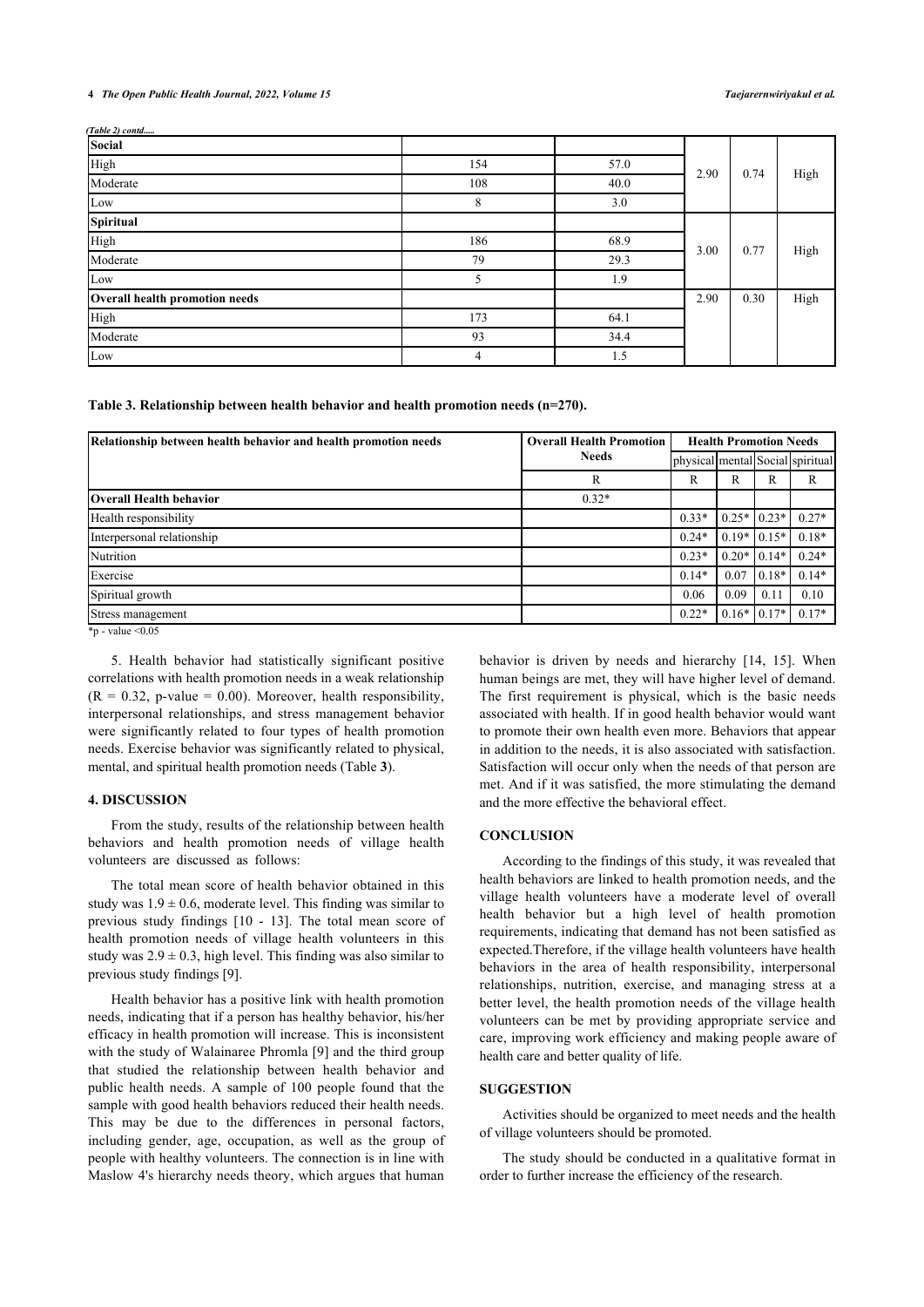*(Table 2) contd.....*

| | | | | | |
|---|---|---|---|---|---|
| **Social** | | | 2.90 | 0.74 | High |
| High | 154 | 57.0 | | | |
| Moderate | 108 | 40.0 | | | |
| Low | 8 | 3.0 | | | |
| **Spiritual** | | | 3.00 | 0.77 | High |
| High | 186 | 68.9 | | | |
| Moderate | 79 | 29.3 | | | |
| Low | 5 | 1.9 | | | |
| **Overall health promotion needs** | | | 2.90 | 0.30 | High |
| High | 173 | 64.1 | | | |
| Moderate | 93 | 34.4 | | | |
| Low | 4 | 1.5 | | | |

**Table 3. Relationship between health behavior and health promotion needs (n=270).**

| Relationship between health behavior and health promotion needs | Overall Health Promotion Needs | Health Promotion Needs | | | |
|---|---|---|---|---|---|
| | | physical | mental | Social | spiritual |
| | R | R | R | R | R |
| **Overall Health behavior** | 0.32* | | | | |
| Health responsibility | | 0.33* | 0.25* | 0.23* | 0.27* |
| Interpersonal relationship | | 0.24* | 0.19* | 0.15* | 0.18* |
| Nutrition | | 0.23* | 0.20* | 0.14* | 0.24* |
| Exercise | | 0.14* | 0.07 | 0.18* | 0.14* |
| Spiritual growth | | 0.06 | 0.09 | 0.11 | 0.10 |
| Stress management | | 0.22* | 0.16* | 0.17* | 0.17* |

*p - value <0.05

5. Health behavior had statistically significant positive correlations with health promotion needs in a weak relationship (R = 0.32, p-value = 0.00). Moreover, health responsibility, interpersonal relationships, and stress management behavior were significantly related to four types of health promotion needs. Exercise behavior was significantly related to physical, mental, and spiritual health promotion needs (Table **3**).

## 4. DISCUSSION

From the study, results of the relationship between health behaviors and health promotion needs of village health volunteers are discussed as follows:

The total mean score of health behavior obtained in this study was $1.9 \pm 0.6$, moderate level. This finding was similar to previous study findings [10 - 13]. The total mean score of health promotion needs of village health volunteers in this study was $2.9 \pm 0.3$, high level. This finding was also similar to previous study findings [9].

Health behavior has a positive link with health promotion needs, indicating that if a person has healthy behavior, his/her efficacy in health promotion will increase. This is inconsistent with the study of Walainaree Phromla [9] and the third group that studied the relationship between health behavior and public health needs. A sample of 100 people found that the sample with good health behaviors reduced their health needs. This may be due to the differences in personal factors, including gender, age, occupation, as well as the group of people with healthy volunteers. The connection is in line with Maslow 4's hierarchy needs theory, which argues that human behavior is driven by needs and hierarchy [14, 15]. When human beings are met, they will have higher level of demand. The first requirement is physical, which is the basic needs associated with health. If in good health behavior would want to promote their own health even more. Behaviors that appear in addition to the needs, it is also associated with satisfaction. Satisfaction will occur only when the needs of that person are met. And if it was satisfied, the more stimulating the demand and the more effective the behavioral effect.

## CONCLUSION

According to the findings of this study, it was revealed that health behaviors are linked to health promotion needs, and the village health volunteers have a moderate level of overall health behavior but a high level of health promotion requirements, indicating that demand has not been satisfied as expected.Therefore, if the village health volunteers have health behaviors in the area of health responsibility, interpersonal relationships, nutrition, exercise, and managing stress at a better level, the health promotion needs of the village health volunteers can be met by providing appropriate service and care, improving work efficiency and making people aware of health care and better quality of life.

## SUGGESTION

Activities should be organized to meet needs and the health of village volunteers should be promoted.

The study should be conducted in a qualitative format in order to further increase the efficiency of the research.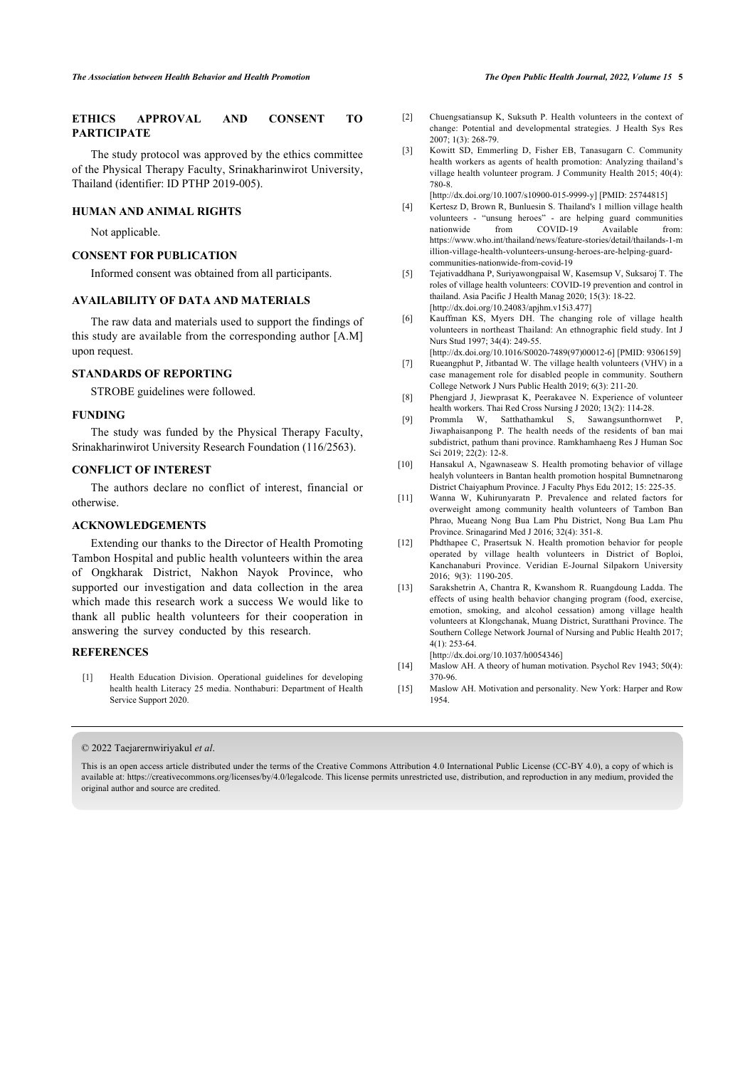## ETHICS APPROVAL AND CONSENT TO PARTICIPATE

The study protocol was approved by the ethics committee of the Physical Therapy Faculty, Srinakharinwirot University, Thailand (identifier: ID PTHP 2019-005).

## HUMAN AND ANIMAL RIGHTS

Not applicable.

## CONSENT FOR PUBLICATION

Informed consent was obtained from all participants.

## AVAILABILITY OF DATA AND MATERIALS

The raw data and materials used to support the findings of this study are available from the corresponding author [A.M] upon request.

## STANDARDS OF REPORTING

STROBE guidelines were followed.

## FUNDING

The study was funded by the Physical Therapy Faculty, Srinakharinwirot University Research Foundation (116/2563).

## CONFLICT OF INTEREST

The authors declare no conflict of interest, financial or otherwise.

## ACKNOWLEDGEMENTS

Extending our thanks to the Director of Health Promoting Tambon Hospital and public health volunteers within the area of Ongkharak District, Nakhon Nayok Province, who supported our investigation and data collection in the area which made this research work a success We would like to thank all public health volunteers for their cooperation in answering the survey conducted by this research.

## REFERENCES

[1] Health Education Division. Operational guidelines for developing health health Literacy 25 media. Nonthaburi: Department of Health Service Support 2020.

[2] Chuengsatiansup K, Suksuth P. Health volunteers in the context of change: Potential and developmental strategies. J Health Sys Res 2007; 1(3): 268-79.

[3] Kowitt SD, Emmerling D, Fisher EB, Tanasugarn C. Community health workers as agents of health promotion: Analyzing thailand's village health volunteer program. J Community Health 2015; 40(4): 780-8.
[http://dx.doi.org/10.1007/s10900-015-9999-y] [PMID: 25744815]

[4] Kertesz D, Brown R, Bunluesin S. Thailand's 1 million village health volunteers - "unsung heroes" - are helping guard communities nationwide from COVID-19 Available from: https://www.who.int/thailand/news/feature-stories/detail/thailands-1-million-village-health-volunteers-unsung-heroes-are-helping-guard-communities-nationwide-from-covid-19

[5] Tejativaddhana P, Suriyawongpaisal W, Kasemsup V, Suksaroj T. The roles of village health volunteers: COVID-19 prevention and control in thailand. Asia Pacific J Health Manag 2020; 15(3): 18-22.
[http://dx.doi.org/10.24083/apjhm.v15i3.477]

[6] Kauffman KS, Myers DH. The changing role of village health volunteers in northeast Thailand: An ethnographic field study. Int J Nurs Stud 1997; 34(4): 249-55.
[http://dx.doi.org/10.1016/S0020-7489(97)00012-6] [PMID: 9306159]

[7] Rueangphut P, Jitbantad W. The village health volunteers (VHV) in a case management role for disabled people in community. Southern College Network J Nurs Public Health 2019; 6(3): 211-20.

[8] Phengjard J, Jiewprasat K, Peerakavee N. Experience of volunteer health workers. Thai Red Cross Nursing J 2020; 13(2): 114-28.

[9] Prommla W, Satthathamkul S, Sawangsunthornwet P, Jiwaphaisanpong P. The health needs of the residents of ban mai subdistrict, pathum thani province. Ramkhamhaeng Res J Human Soc Sci 2019; 22(2): 12-8.

[10] Hansakul A, Ngawnaseaw S. Health promoting behavior of village healyh volunteers in Bantan health promotion hospital Bumnetnarong District Chaiyaphum Province. J Faculty Phys Edu 2012; 15: 225-35.

[11] Wanna W, Kuhirunyaratn P. Prevalence and related factors for overweight among community health volunteers of Tambon Ban Phrao, Mueang Nong Bua Lam Phu District, Nong Bua Lam Phu Province. Srinagarind Med J 2016; 32(4): 351-8.

[12] Phdthapee C, Prasertsuk N. Health promotion behavior for people operated by village health volunteers in District of Boploi, Kanchanaburi Province. Veridian E-Journal Silpakorn University 2016; 9(3): 1190-205.

[13] Sarakshetrin A, Chantra R, Kwanshom R. Ruangdoung Ladda. The effects of using health behavior changing program (food, exercise, emotion, smoking, and alcohol cessation) among village health volunteers at Klongchanak, Muang District, Suratthani Province. The Southern College Network Journal of Nursing and Public Health 2017; 4(1): 253-64.
[http://dx.doi.org/10.1037/h0054346]

[14] Maslow AH. A theory of human motivation. Psychol Rev 1943; 50(4): 370-96.

[15] Maslow AH. Motivation and personality. New York: Harper and Row 1954.

© 2022 Taejarernwiriyakul *et al*.

This is an open access article distributed under the terms of the Creative Commons Attribution 4.0 International Public License (CC-BY 4.0), a copy of which is available at: https://creativecommons.org/licenses/by/4.0/legalcode. This license permits unrestricted use, distribution, and reproduction in any medium, provided the original author and source are credited.